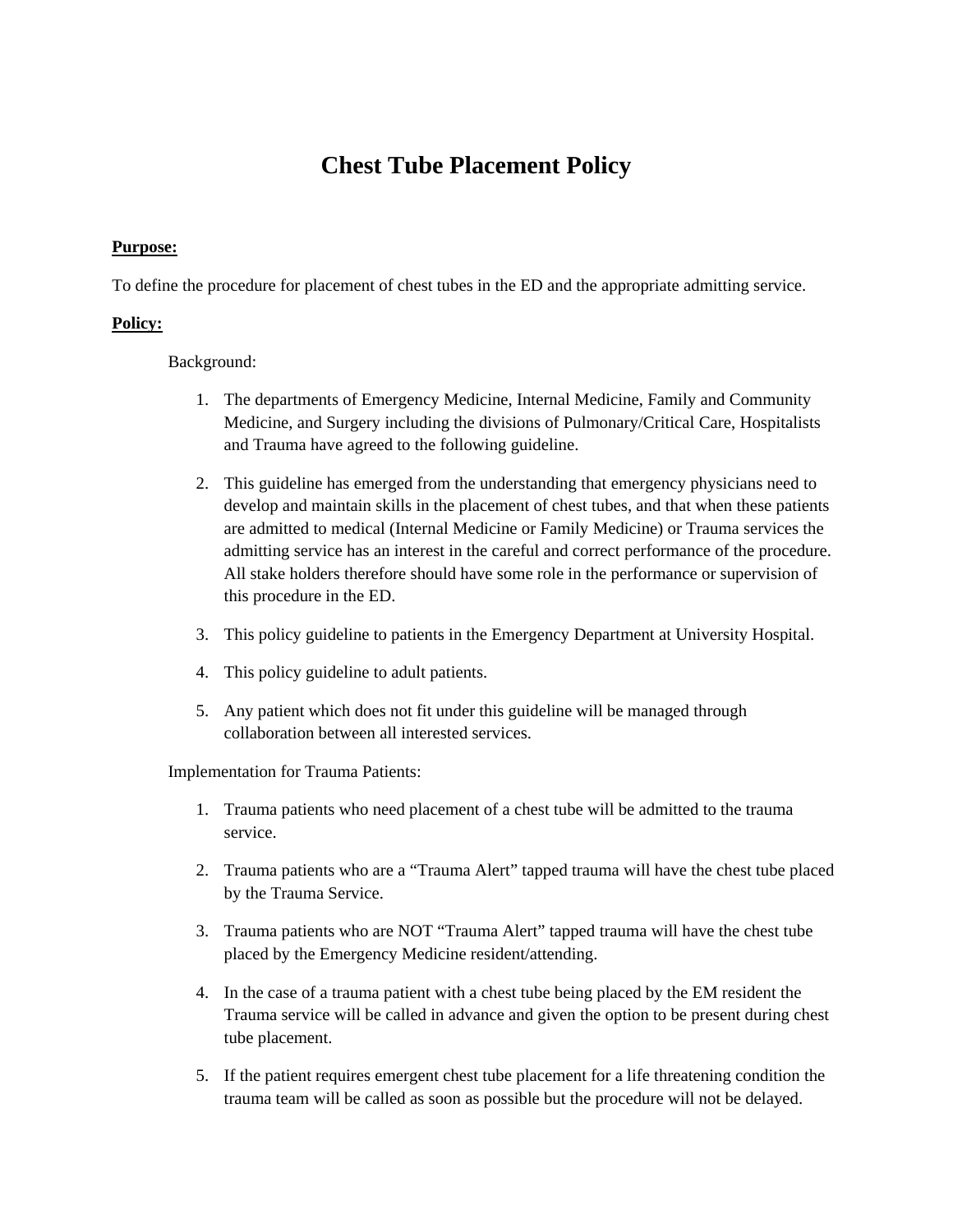# Chest Tube Placement Policy

**<u>Purpose:</u>**

To define the procedure for placement of chest tubes in the ED and the appropriate admitting service.

**<u>Policy:</u>**

Background:

1. The departments of Emergency Medicine, Internal Medicine, Family and Community Medicine, and Surgery including the divisions of Pulmonary/Critical Care, Hospitalists and Trauma have agreed to the following guideline.
2. This guideline has emerged from the understanding that emergency physicians need to develop and maintain skills in the placement of chest tubes, and that when these patients are admitted to medical (Internal Medicine or Family Medicine) or Trauma services the admitting service has an interest in the careful and correct performance of the procedure. All stake holders therefore should have some role in the performance or supervision of this procedure in the ED.
3. This policy guideline to patients in the Emergency Department at University Hospital.
4. This policy guideline to adult patients.
5. Any patient which does not fit under this guideline will be managed through collaboration between all interested services.

Implementation for Trauma Patients:

1. Trauma patients who need placement of a chest tube will be admitted to the trauma service.
2. Trauma patients who are a "Trauma Alert" tapped trauma will have the chest tube placed by the Trauma Service.
3. Trauma patients who are NOT "Trauma Alert" tapped trauma will have the chest tube placed by the Emergency Medicine resident/attending.
4. In the case of a trauma patient with a chest tube being placed by the EM resident the Trauma service will be called in advance and given the option to be present during chest tube placement.
5. If the patient requires emergent chest tube placement for a life threatening condition the trauma team will be called as soon as possible but the procedure will not be delayed.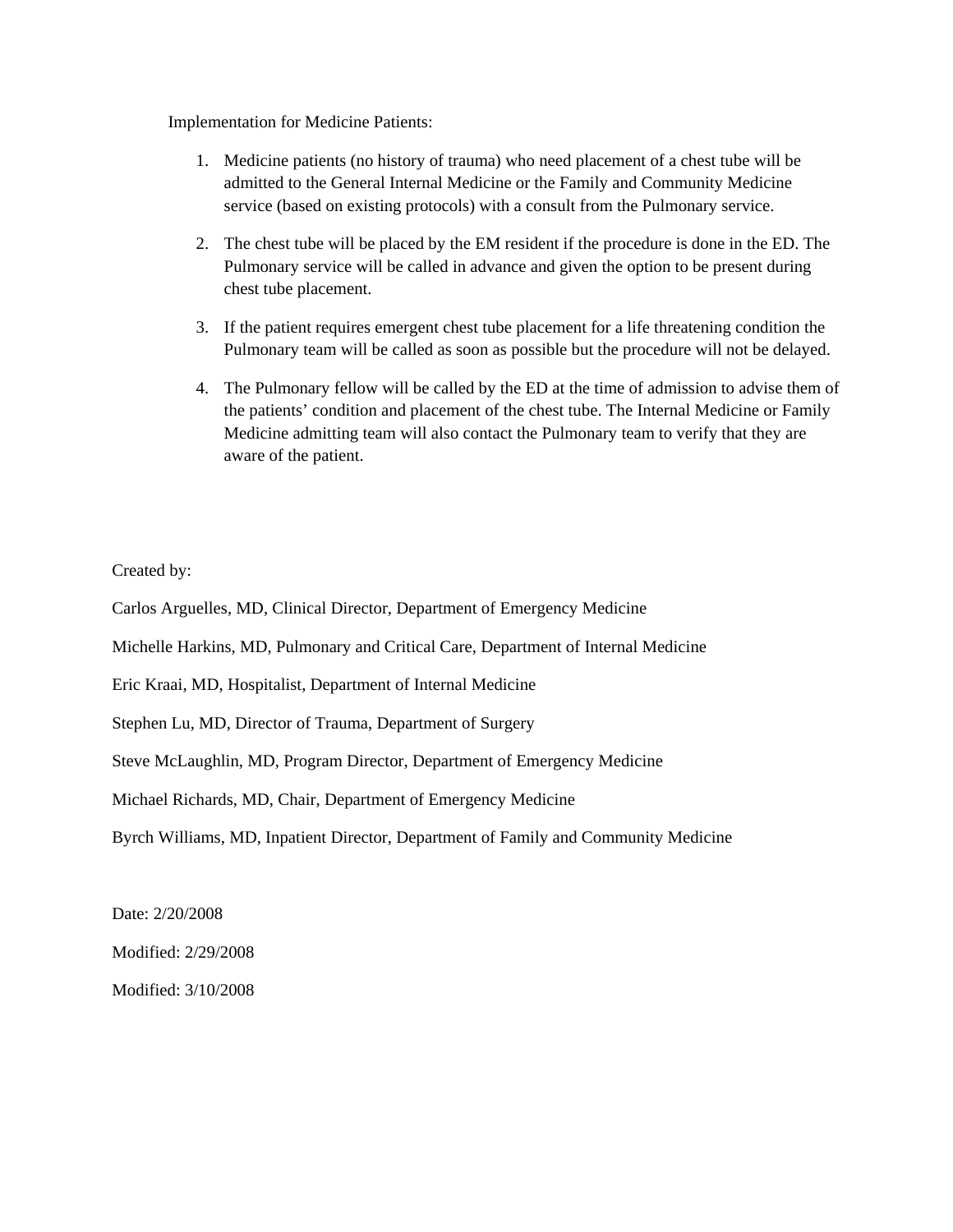Implementation for Medicine Patients:

1. Medicine patients (no history of trauma) who need placement of a chest tube will be admitted to the General Internal Medicine or the Family and Community Medicine service (based on existing protocols) with a consult from the Pulmonary service.
2. The chest tube will be placed by the EM resident if the procedure is done in the ED. The Pulmonary service will be called in advance and given the option to be present during chest tube placement.
3. If the patient requires emergent chest tube placement for a life threatening condition the Pulmonary team will be called as soon as possible but the procedure will not be delayed.
4. The Pulmonary fellow will be called by the ED at the time of admission to advise them of the patients' condition and placement of the chest tube. The Internal Medicine or Family Medicine admitting team will also contact the Pulmonary team to verify that they are aware of the patient.

Created by:

Carlos Arguelles, MD, Clinical Director, Department of Emergency Medicine

Michelle Harkins, MD, Pulmonary and Critical Care, Department of Internal Medicine

Eric Kraai, MD, Hospitalist, Department of Internal Medicine

Stephen Lu, MD, Director of Trauma, Department of Surgery

Steve McLaughlin, MD, Program Director, Department of Emergency Medicine

Michael Richards, MD, Chair, Department of Emergency Medicine

Byrch Williams, MD, Inpatient Director, Department of Family and Community Medicine

Date: 2/20/2008

Modified: 2/29/2008

Modified: 3/10/2008